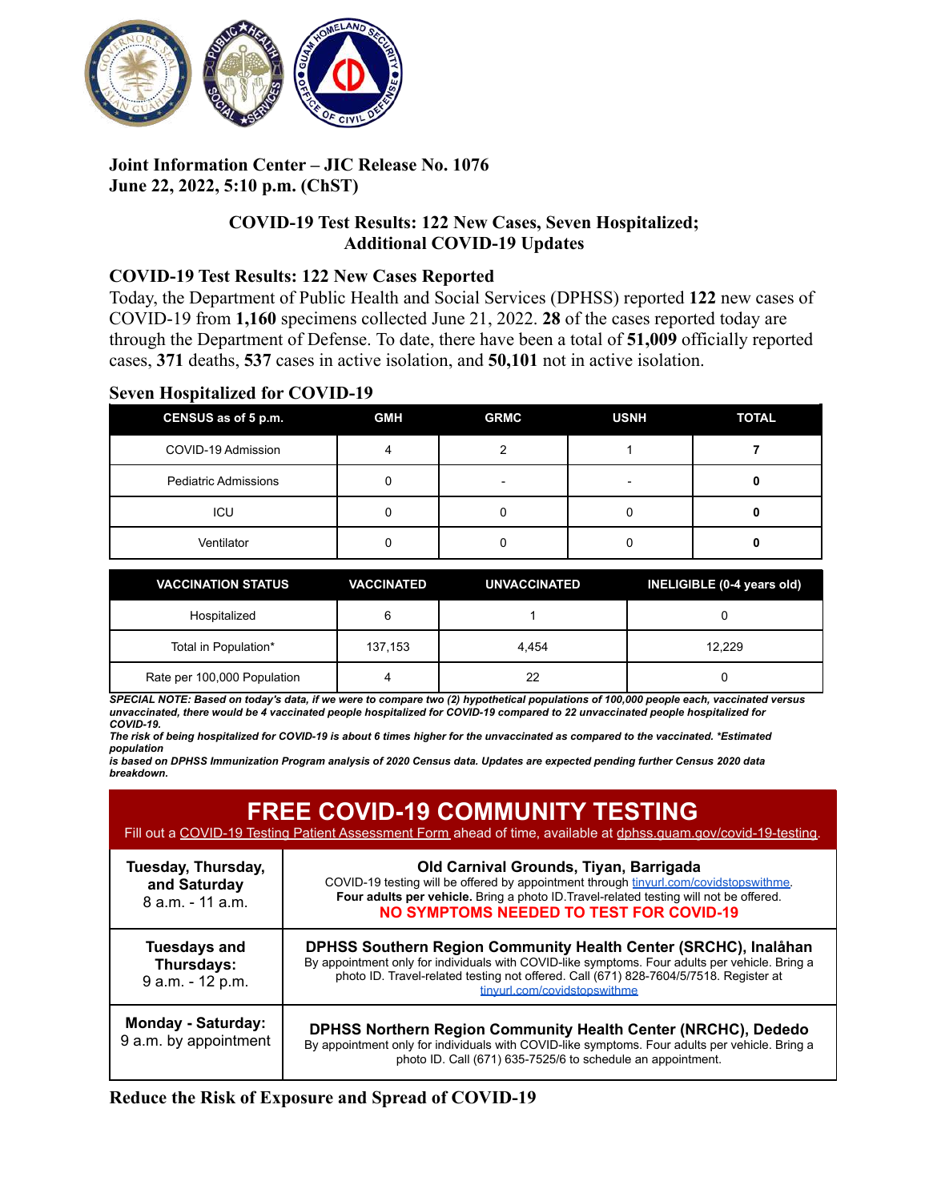**Joint Information Center – JIC Release No. 1076**
**June 22, 2022, 5:10 p.m. (ChST)**

## COVID-19 Test Results: 122 New Cases, Seven Hospitalized; Additional COVID-19 Updates

### COVID-19 Test Results: 122 New Cases Reported

Today, the Department of Public Health and Social Services (DPHSS) reported **122** new cases of COVID-19 from **1,160** specimens collected June 21, 2022. **28** of the cases reported today are through the Department of Defense. To date, there have been a total of **51,009** officially reported cases, **371** deaths, **537** cases in active isolation, and **50,101** not in active isolation.

### Seven Hospitalized for COVID-19

| CENSUS as of 5 p.m. | GMH | GRMC | USNH | TOTAL |
|---|---|---|---|---|
| COVID-19 Admission | 4 | 2 | 1 | **7** |
| Pediatric Admissions | 0 | - | - | **0** |
| ICU | 0 | 0 | 0 | **0** |
| Ventilator | 0 | 0 | 0 | **0** |

| VACCINATION STATUS | VACCINATED | UNVACCINATED | INELIGIBLE (0-4 years old) |
|---|---|---|---|
| Hospitalized | 6 | 1 | 0 |
| Total in Population* | 137,153 | 4,454 | 12,229 |
| Rate per 100,000 Population | 4 | 22 | 0 |

***SPECIAL NOTE: Based on today's data, if we were to compare two (2) hypothetical populations of 100,000 people each, vaccinated versus unvaccinated, there would be 4 vaccinated people hospitalized for COVID-19 compared to 22 unvaccinated people hospitalized for COVID-19.***
***The risk of being hospitalized for COVID-19 is about 6 times higher for the unvaccinated as compared to the vaccinated. *Estimated population is based on DPHSS Immunization Program analysis of 2020 Census data. Updates are expected pending further Census 2020 data breakdown.***

## FREE COVID-19 COMMUNITY TESTING

Fill out a COVID-19 Testing Patient Assessment Form ahead of time, available at dphss.guam.gov/covid-19-testing.

| Schedule | Location |
|---|---|
| **Tuesday, Thursday, and Saturday** 8 a.m. - 11 a.m. | **Old Carnival Grounds, Tiyan, Barrigada** COVID-19 testing will be offered by appointment through tinyurl.com/covidstopswithme. **Four adults per vehicle.** Bring a photo ID.Travel-related testing will not be offered. **NO SYMPTOMS NEEDED TO TEST FOR COVID-19** |
| **Tuesdays and Thursdays:** 9 a.m. - 12 p.m. | **DPHSS Southern Region Community Health Center (SRCHC), Inalåhan** By appointment only for individuals with COVID-like symptoms. Four adults per vehicle. Bring a photo ID. Travel-related testing not offered. Call (671) 828-7604/5/7518. Register at tinyurl.com/covidstopswithme |
| **Monday - Saturday:** 9 a.m. by appointment | **DPHSS Northern Region Community Health Center (NRCHC), Dededo** By appointment only for individuals with COVID-like symptoms. Four adults per vehicle. Bring a photo ID. Call (671) 635-7525/6 to schedule an appointment. |

### Reduce the Risk of Exposure and Spread of COVID-19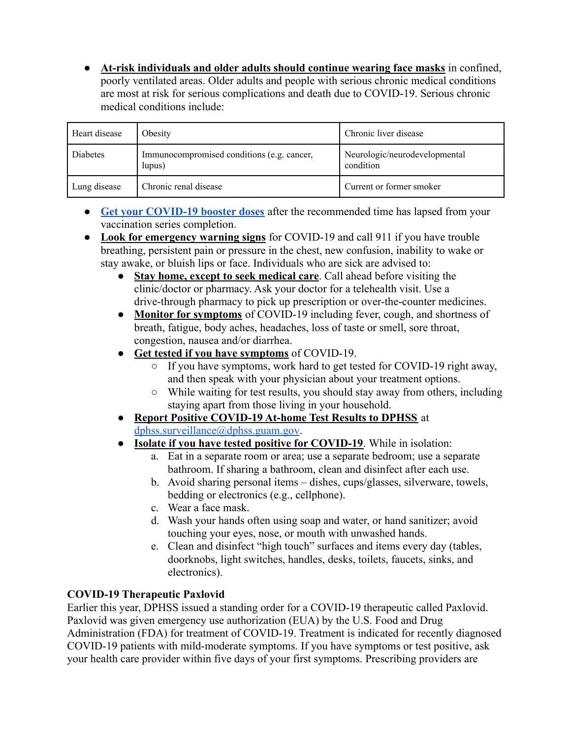- **At-risk individuals and older adults should continue wearing face masks** in confined, poorly ventilated areas. Older adults and people with serious chronic medical conditions are most at risk for serious complications and death due to COVID-19. Serious chronic medical conditions include:

| Heart disease | Obesity | Chronic liver disease |
|---|---|---|
| Diabetes | Immunocompromised conditions (e.g. cancer, lupus) | Neurologic/neurodevelopmental condition |
| Lung disease | Chronic renal disease | Current or former smoker |

- **Get your COVID-19 booster doses** after the recommended time has lapsed from your vaccination series completion.
- **Look for emergency warning signs** for COVID-19 and call 911 if you have trouble breathing, persistent pain or pressure in the chest, new confusion, inability to wake or stay awake, or bluish lips or face. Individuals who are sick are advised to:
  - **Stay home, except to seek medical care**. Call ahead before visiting the clinic/doctor or pharmacy. Ask your doctor for a telehealth visit. Use a drive-through pharmacy to pick up prescription or over-the-counter medicines.
  - **Monitor for symptoms** of COVID-19 including fever, cough, and shortness of breath, fatigue, body aches, headaches, loss of taste or smell, sore throat, congestion, nausea and/or diarrhea.
  - **Get tested if you have symptoms** of COVID-19.
    - If you have symptoms, work hard to get tested for COVID-19 right away, and then speak with your physician about your treatment options.
    - While waiting for test results, you should stay away from others, including staying apart from those living in your household.
  - **Report Positive COVID-19 At-home Test Results to DPHSS** at dphss.surveillance@dphss.guam.gov.
  - **Isolate if you have tested positive for COVID-19**. While in isolation:
    a. Eat in a separate room or area; use a separate bedroom; use a separate bathroom. If sharing a bathroom, clean and disinfect after each use.
    b. Avoid sharing personal items – dishes, cups/glasses, silverware, towels, bedding or electronics (e.g., cellphone).
    c. Wear a face mask.
    d. Wash your hands often using soap and water, or hand sanitizer; avoid touching your eyes, nose, or mouth with unwashed hands.
    e. Clean and disinfect "high touch" surfaces and items every day (tables, doorknobs, light switches, handles, desks, toilets, faucets, sinks, and electronics).

**COVID-19 Therapeutic Paxlovid**

Earlier this year, DPHSS issued a standing order for a COVID-19 therapeutic called Paxlovid. Paxlovid was given emergency use authorization (EUA) by the U.S. Food and Drug Administration (FDA) for treatment of COVID-19. Treatment is indicated for recently diagnosed COVID-19 patients with mild-moderate symptoms. If you have symptoms or test positive, ask your health care provider within five days of your first symptoms. Prescribing providers are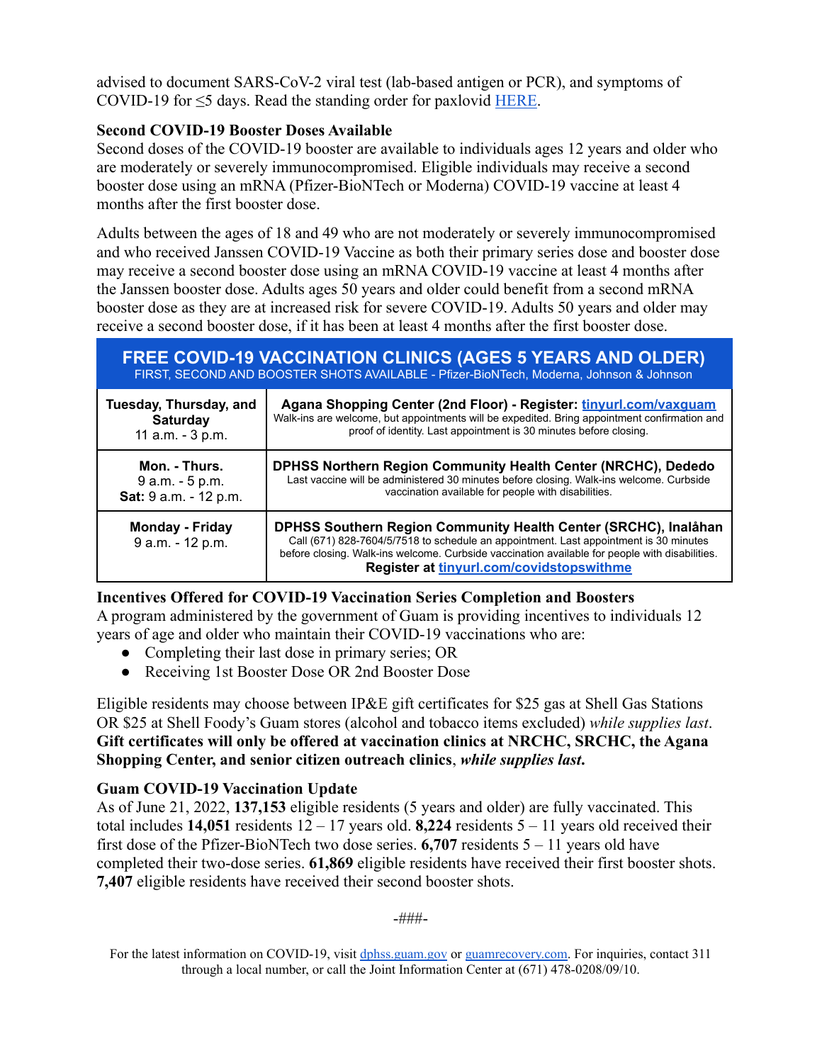advised to document SARS-CoV-2 viral test (lab-based antigen or PCR), and symptoms of COVID-19 for ≤5 days. Read the standing order for paxlovid HERE.

**Second COVID-19 Booster Doses Available**

Second doses of the COVID-19 booster are available to individuals ages 12 years and older who are moderately or severely immunocompromised. Eligible individuals may receive a second booster dose using an mRNA (Pfizer-BioNTech or Moderna) COVID-19 vaccine at least 4 months after the first booster dose.

Adults between the ages of 18 and 49 who are not moderately or severely immunocompromised and who received Janssen COVID-19 Vaccine as both their primary series dose and booster dose may receive a second booster dose using an mRNA COVID-19 vaccine at least 4 months after the Janssen booster dose. Adults ages 50 years and older could benefit from a second mRNA booster dose as they are at increased risk for severe COVID-19. Adults 50 years and older may receive a second booster dose, if it has been at least 4 months after the first booster dose.

| **FREE COVID-19 VACCINATION CLINICS (AGES 5 YEARS AND OLDER)**<br>FIRST, SECOND AND BOOSTER SHOTS AVAILABLE - Pfizer-BioNTech, Moderna, Johnson & Johnson | |
|---|---|
| **Tuesday, Thursday, and Saturday**<br>11 a.m. - 3 p.m. | **Agana Shopping Center (2nd Floor) - Register: tinyurl.com/vaxguam**<br>Walk-ins are welcome, but appointments will be expedited. Bring appointment confirmation and proof of identity. Last appointment is 30 minutes before closing. |
| **Mon. - Thurs.**<br>9 a.m. - 5 p.m.<br>**Sat:** 9 a.m. - 12 p.m. | **DPHSS Northern Region Community Health Center (NRCHC), Dededo**<br>Last vaccine will be administered 30 minutes before closing. Walk-ins welcome. Curbside vaccination available for people with disabilities. |
| **Monday - Friday**<br>9 a.m. - 12 p.m. | **DPHSS Southern Region Community Health Center (SRCHC), Inalåhan**<br>Call (671) 828-7604/5/7518 to schedule an appointment. Last appointment is 30 minutes before closing. Walk-ins welcome. Curbside vaccination available for people with disabilities.<br>**Register at tinyurl.com/covidstopswithme** |

**Incentives Offered for COVID-19 Vaccination Series Completion and Boosters**

A program administered by the government of Guam is providing incentives to individuals 12 years of age and older who maintain their COVID-19 vaccinations who are:

- Completing their last dose in primary series; OR
- Receiving 1st Booster Dose OR 2nd Booster Dose

Eligible residents may choose between IP&E gift certificates for $25 gas at Shell Gas Stations OR $25 at Shell Foody's Guam stores (alcohol and tobacco items excluded) *while supplies last*. **Gift certificates will only be offered at vaccination clinics at NRCHC, SRCHC, the Agana Shopping Center, and senior citizen outreach clinics**, ***while supplies last.***

**Guam COVID-19 Vaccination Update**

As of June 21, 2022, **137,153** eligible residents (5 years and older) are fully vaccinated. This total includes **14,051** residents 12 – 17 years old. **8,224** residents 5 – 11 years old received their first dose of the Pfizer-BioNTech two dose series. **6,707** residents 5 – 11 years old have completed their two-dose series. **61,869** eligible residents have received their first booster shots. **7,407** eligible residents have received their second booster shots.

-###-

For the latest information on COVID-19, visit dphss.guam.gov or guamrecovery.com. For inquiries, contact 311 through a local number, or call the Joint Information Center at (671) 478-0208/09/10.